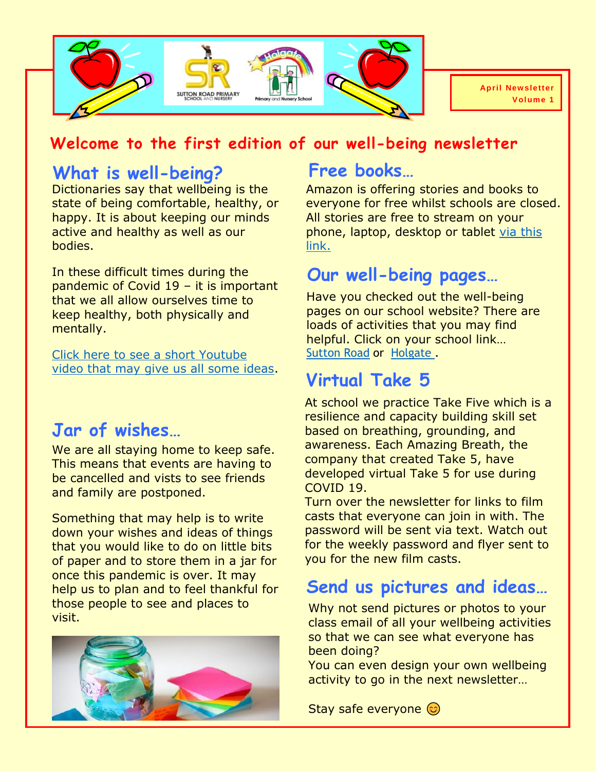April Newsletter
Volume 1

# Welcome to the first edition of our well-being newsletter

## What is well-being?

Dictionaries say that wellbeing is the state of being comfortable, healthy, or happy. It is about keeping our minds active and healthy as well as our bodies.

In these difficult times during the pandemic of Covid 19 – it is important that we all allow ourselves time to keep healthy, both physically and mentally.

Click here to see a short Youtube video that may give us all some ideas.

## Jar of wishes…

We are all staying home to keep safe. This means that events are having to be cancelled and vists to see friends and family are postponed.

Something that may help is to write down your wishes and ideas of things that you would like to do on little bits of paper and to store them in a jar for once this pandemic is over. It may help us to plan and to feel thankful for those people to see and places to visit.

## Free books…

Amazon is offering stories and books to everyone for free whilst schools are closed. All stories are free to stream on your phone, laptop, desktop or tablet via this link.

## Our well-being pages…

Have you checked out the well-being pages on our school website? There are loads of activities that you may find helpful. Click on your school link… Sutton Road or Holgate .

## Virtual Take 5

At school we practice Take Five which is a resilience and capacity building skill set based on breathing, grounding, and awareness. Each Amazing Breath, the company that created Take 5, have developed virtual Take 5 for use during COVID 19.

Turn over the newsletter for links to film casts that everyone can join in with. The password will be sent via text. Watch out for the weekly password and flyer sent to you for the new film casts.

## Send us pictures and ideas…

Why not send pictures or photos to your class email of all your wellbeing activities so that we can see what everyone has been doing?

You can even design your own wellbeing activity to go in the next newsletter…

Stay safe everyone 😊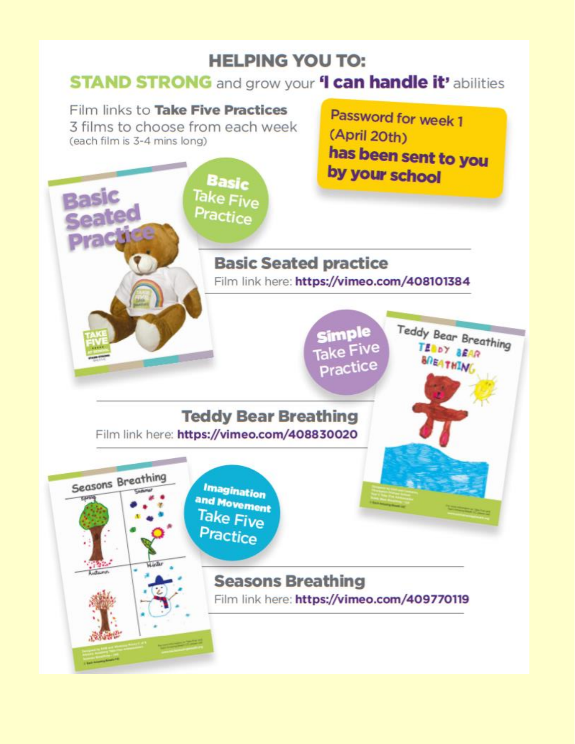## HELPING YOU TO:

### STAND STRONG and grow your 'I can handle it' abilities

Film links to **Take Five Practices**
3 films to choose from each week
(each film is 3-4 mins long)

**Password for week 1 (April 20th) has been sent to you by your school**

**Basic Take Five Practice**

### Basic Seated practice

Film link here: **https://vimeo.com/408101384**

**Simple Take Five Practice**

### Teddy Bear Breathing

Film link here: **https://vimeo.com/408830020**

**Imagination and Movement Take Five Practice**

### Seasons Breathing

Film link here: **https://vimeo.com/409770119**